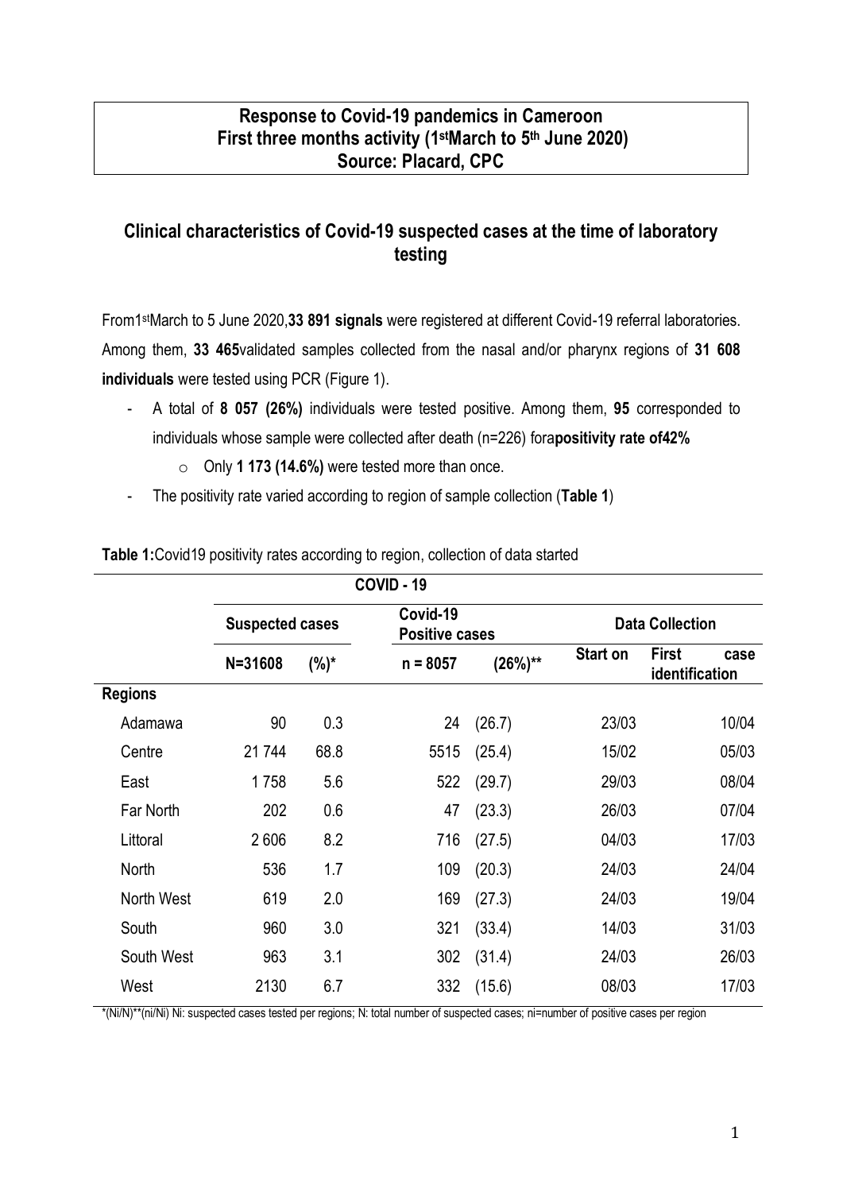**Response to Covid-19 pandemics in Cameroon**
**First three months activity (1st March to 5th June 2020)**
**Source: Placard, CPC**

## Clinical characteristics of Covid-19 suspected cases at the time of laboratory testing

From1st March to 5 June 2020,**33 891 signals** were registered at different Covid-19 referral laboratories. Among them, **33 465**validated samples collected from the nasal and/or pharynx regions of **31 608 individuals** were tested using PCR (Figure 1).

- A total of **8 057 (26%)** individuals were tested positive. Among them, **95** corresponded to individuals whose sample were collected after death (n=226) fora**positivity rate of42%**
  - Only **1 173 (14.6%)** were tested more than once.
- The positivity rate varied according to region of sample collection (**Table 1**)

**Table 1:**Covid19 positivity rates according to region, collection of data started

| | COVID - 19 | | | | | |
|---|---|---|---|---|---|---|
| | **Suspected cases** | | **Covid-19 Positive cases** | | **Data Collection** | |
| | **N=31608** | **(%)*** | **n = 8057** | **(26%)**** | **Start on** | **First case identification** |
| **Regions** | | | | | | |
| Adamawa | 90 | 0.3 | 24 | (26.7) | 23/03 | 10/04 |
| Centre | 21 744 | 68.8 | 5515 | (25.4) | 15/02 | 05/03 |
| East | 1 758 | 5.6 | 522 | (29.7) | 29/03 | 08/04 |
| Far North | 202 | 0.6 | 47 | (23.3) | 26/03 | 07/04 |
| Littoral | 2 606 | 8.2 | 716 | (27.5) | 04/03 | 17/03 |
| North | 536 | 1.7 | 109 | (20.3) | 24/03 | 24/04 |
| North West | 619 | 2.0 | 169 | (27.3) | 24/03 | 19/04 |
| South | 960 | 3.0 | 321 | (33.4) | 14/03 | 31/03 |
| South West | 963 | 3.1 | 302 | (31.4) | 24/03 | 26/03 |
| West | 2130 | 6.7 | 332 | (15.6) | 08/03 | 17/03 |

*(Ni/N)**(ni/Ni) Ni: suspected cases tested per regions; N: total number of suspected cases; ni=number of positive cases per region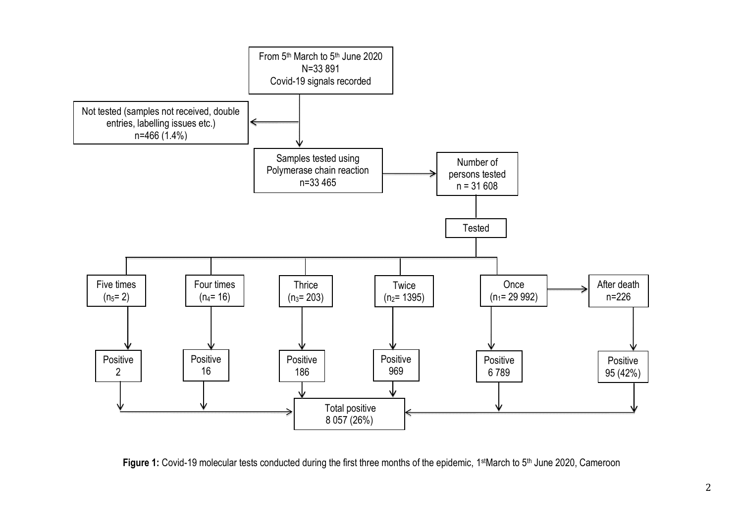From 5th March to 5th June 2020
N=33 891
Covid-19 signals recorded

Not tested (samples not received, double entries, labelling issues etc.)
n=466 (1.4%)

Samples tested using Polymerase chain reaction
n=33 465

Number of persons tested
n = 31 608

Tested

Five times ($n_5$= 2)

Four times ($n_4$= 16)

Thrice ($n_3$= 203)

Twice ($n_2$= 1395)

Once ($n_1$= 29 992)

After death
n=226

Positive
2

Positive
16

Positive
186

Positive
969

Positive
6 789

Positive
95 (42%)

Total positive
8 057 (26%)

**Figure 1:** Covid-19 molecular tests conducted during the first three months of the epidemic, 1st March to 5th June 2020, Cameroon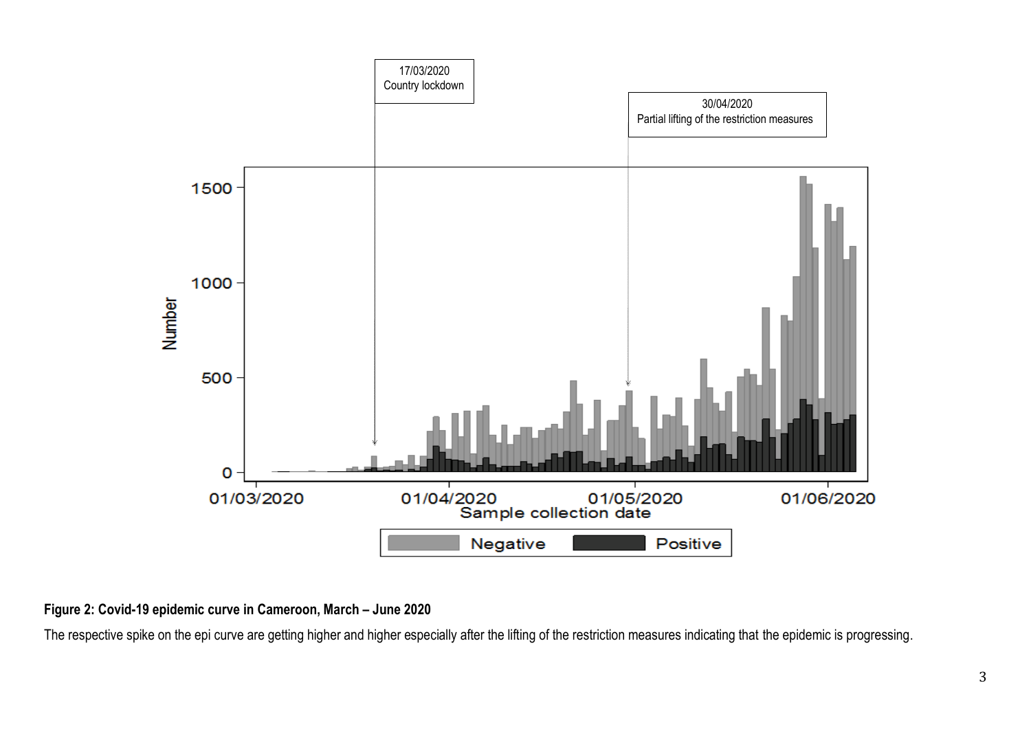**Figure 2: Covid-19 epidemic curve in Cameroon, March – June 2020**

The respective spike on the epi curve are getting higher and higher especially after the lifting of the restriction measures indicating that the epidemic is progressing.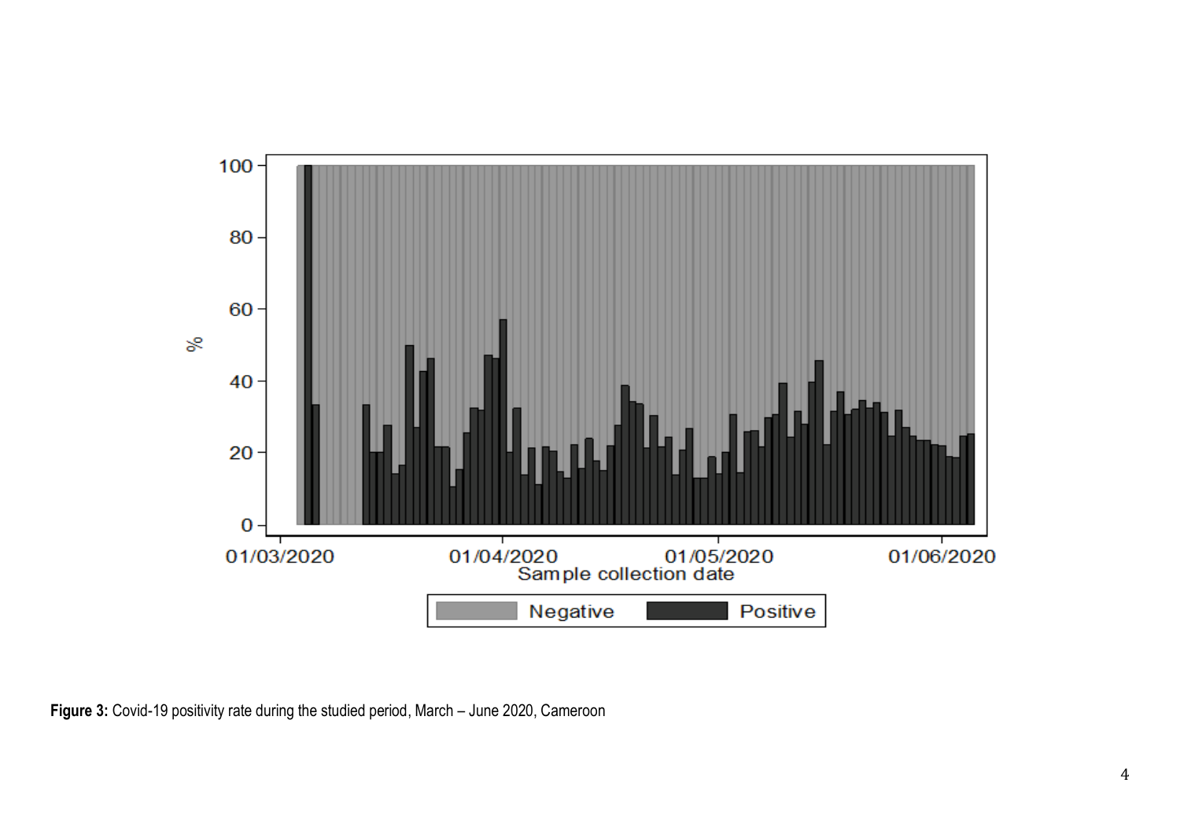**Figure 3:** Covid-19 positivity rate during the studied period, March – June 2020, Cameroon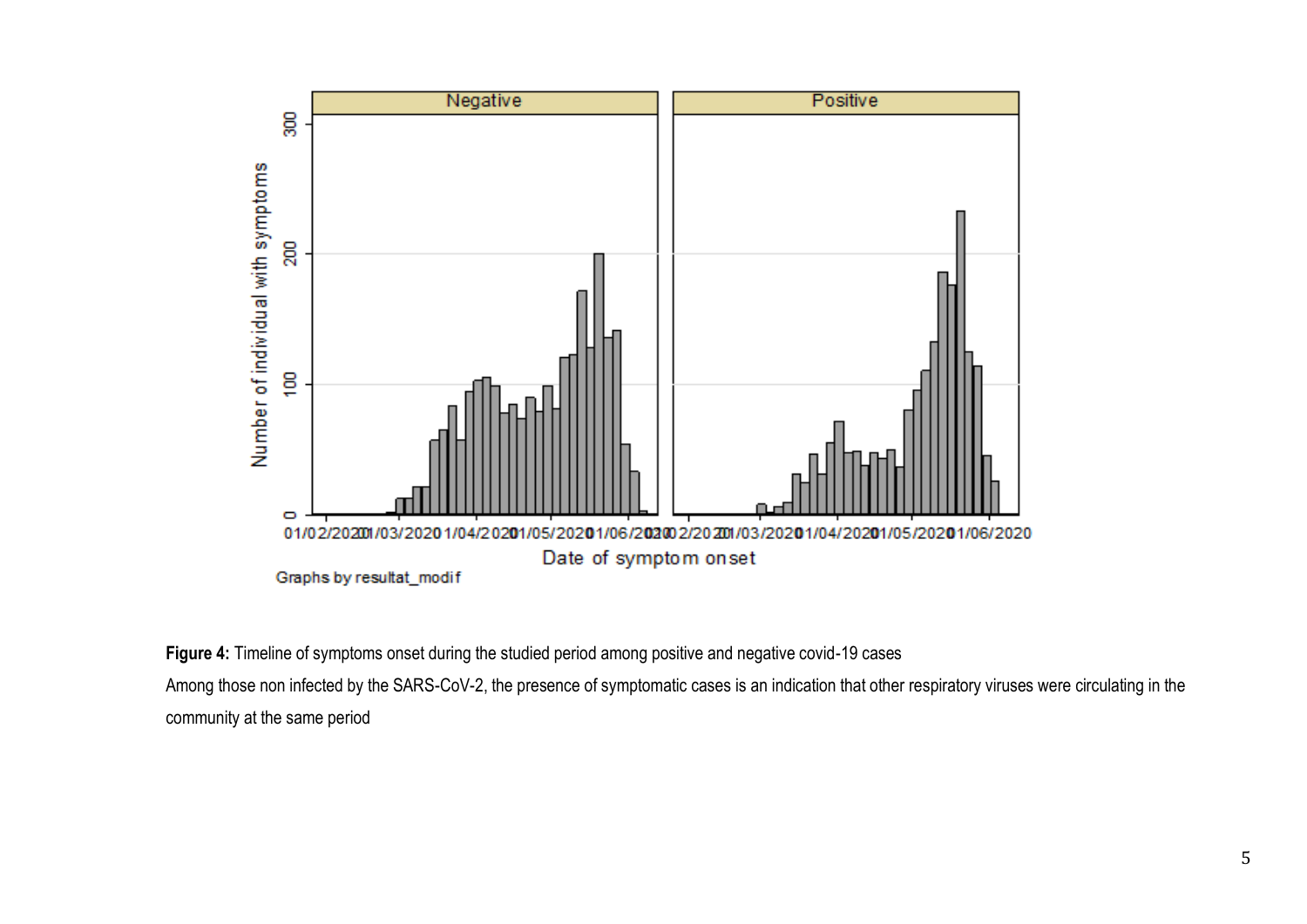**Figure 4:** Timeline of symptoms onset during the studied period among positive and negative covid-19 cases

Among those non infected by the SARS-CoV-2, the presence of symptomatic cases is an indication that other respiratory viruses were circulating in the community at the same period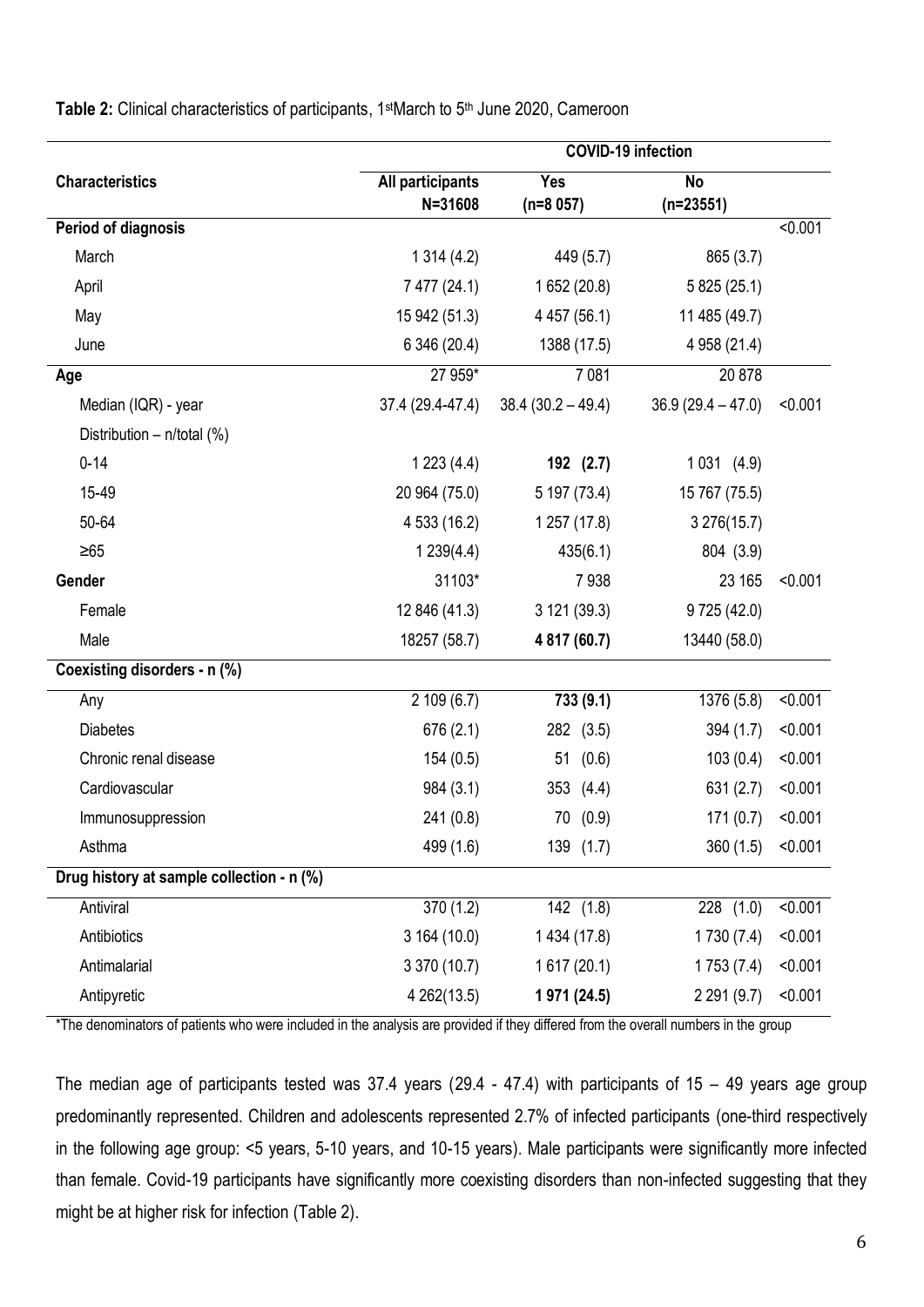**Table 2:** Clinical characteristics of participants, 1[st]March to 5[th] June 2020, Cameroon

| Characteristics | All participants N=31608 | COVID-19 infection Yes (n=8 057) | No (n=23551) | |
|---|---|---|---|---|
| **Period of diagnosis** | | | | <0.001 |
| March | 1 314 (4.2) | 449 (5.7) | 865 (3.7) | |
| April | 7 477 (24.1) | 1 652 (20.8) | 5 825 (25.1) | |
| May | 15 942 (51.3) | 4 457 (56.1) | 11 485 (49.7) | |
| June | 6 346 (20.4) | 1388 (17.5) | 4 958 (21.4) | |
| **Age** | 27 959* | 7 081 | 20 878 | |
| Median (IQR) - year | 37.4 (29.4-47.4) | 38.4 (30.2 – 49.4) | 36.9 (29.4 – 47.0) | <0.001 |
| Distribution – n/total (%) | | | | |
| 0-14 | 1 223 (4.4) | **192 (2.7)** | 1 031 (4.9) | |
| 15-49 | 20 964 (75.0) | 5 197 (73.4) | 15 767 (75.5) | |
| 50-64 | 4 533 (16.2) | 1 257 (17.8) | 3 276(15.7) | |
| ≥65 | 1 239(4.4) | 435(6.1) | 804 (3.9) | |
| **Gender** | 31103* | 7 938 | 23 165 | <0.001 |
| Female | 12 846 (41.3) | 3 121 (39.3) | 9 725 (42.0) | |
| Male | 18257 (58.7) | **4 817 (60.7)** | 13440 (58.0) | |
| **Coexisting disorders - n (%)** | | | | |
| Any | 2 109 (6.7) | **733 (9.1)** | 1376 (5.8) | <0.001 |
| Diabetes | 676 (2.1) | 282 (3.5) | 394 (1.7) | <0.001 |
| Chronic renal disease | 154 (0.5) | 51 (0.6) | 103 (0.4) | <0.001 |
| Cardiovascular | 984 (3.1) | 353 (4.4) | 631 (2.7) | <0.001 |
| Immunosuppression | 241 (0.8) | 70 (0.9) | 171 (0.7) | <0.001 |
| Asthma | 499 (1.6) | 139 (1.7) | 360 (1.5) | <0.001 |
| **Drug history at sample collection - n (%)** | | | | |
| Antiviral | 370 (1.2) | 142 (1.8) | 228 (1.0) | <0.001 |
| Antibiotics | 3 164 (10.0) | 1 434 (17.8) | 1 730 (7.4) | <0.001 |
| Antimalarial | 3 370 (10.7) | 1 617 (20.1) | 1 753 (7.4) | <0.001 |
| Antipyretic | 4 262(13.5) | **1 971 (24.5)** | 2 291 (9.7) | <0.001 |

*The denominators of patients who were included in the analysis are provided if they differed from the overall numbers in the group

The median age of participants tested was 37.4 years (29.4 - 47.4) with participants of 15 – 49 years age group predominantly represented. Children and adolescents represented 2.7% of infected participants (one-third respectively in the following age group: <5 years, 5-10 years, and 10-15 years). Male participants were significantly more infected than female. Covid-19 participants have significantly more coexisting disorders than non-infected suggesting that they might be at higher risk for infection (Table 2).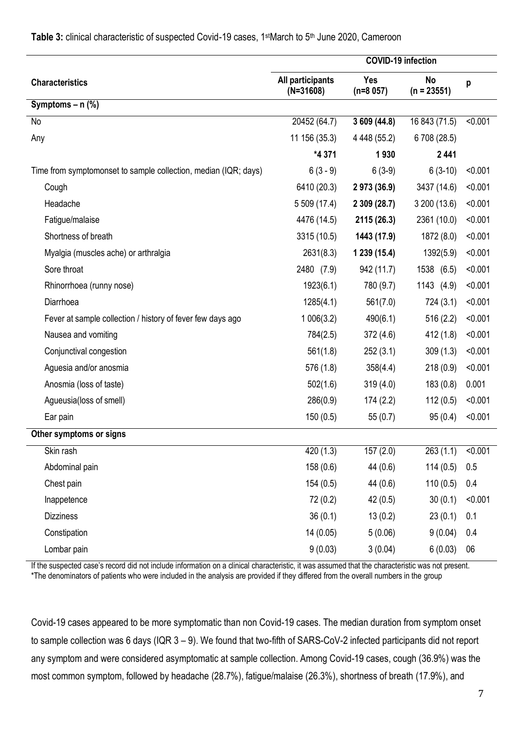**Table 3:** clinical characteristic of suspected Covid-19 cases, 1stMarch to 5th June 2020, Cameroon

| | | COVID-19 infection | | |
|---|---|---|---|---|
| **Characteristics** | **All participants (N=31608)** | **Yes (n=8 057)** | **No (n = 23551)** | **p** |
| **Symptoms – n (%)** | | | | |
| No | 20452 (64.7) | **3 609 (44.8)** | 16 843 (71.5) | <0.001 |
| Any | 11 156 (35.3) | 4 448 (55.2) | 6 708 (28.5) | |
| | **\*4 371** | **1 930** | **2 441** | |
| Time from symptomonset to sample collection, median (IQR; days) | 6 (3 - 9) | 6 (3-9) | 6 (3-10) | <0.001 |
| Cough | 6410 (20.3) | **2 973 (36.9)** | 3437 (14.6) | <0.001 |
| Headache | 5 509 (17.4) | **2 309 (28.7)** | 3 200 (13.6) | <0.001 |
| Fatigue/malaise | 4476 (14.5) | **2115 (26.3)** | 2361 (10.0) | <0.001 |
| Shortness of breath | 3315 (10.5) | **1443 (17.9)** | 1872 (8.0) | <0.001 |
| Myalgia (muscles ache) or arthralgia | 2631(8.3) | **1 239 (15.4)** | 1392(5.9) | <0.001 |
| Sore throat | 2480 (7.9) | 942 (11.7) | 1538 (6.5) | <0.001 |
| Rhinorrhoea (runny nose) | 1923(6.1) | 780 (9.7) | 1143 (4.9) | <0.001 |
| Diarrhoea | 1285(4.1) | 561(7.0) | 724 (3.1) | <0.001 |
| Fever at sample collection / history of fever few days ago | 1 006(3.2) | 490(6.1) | 516 (2.2) | <0.001 |
| Nausea and vomiting | 784(2.5) | 372 (4.6) | 412 (1.8) | <0.001 |
| Conjunctival congestion | 561(1.8) | 252 (3.1) | 309 (1.3) | <0.001 |
| Aguesia and/or anosmia | 576 (1.8) | 358(4.4) | 218 (0.9) | <0.001 |
| Anosmia (loss of taste) | 502(1.6) | 319 (4.0) | 183 (0.8) | 0.001 |
| Agueusia(loss of smell) | 286(0.9) | 174 (2.2) | 112 (0.5) | <0.001 |
| Ear pain | 150 (0.5) | 55 (0.7) | 95 (0.4) | <0.001 |
| **Other symptoms or signs** | | | | |
| Skin rash | 420 (1.3) | 157 (2.0) | 263 (1.1) | <0.001 |
| Abdominal pain | 158 (0.6) | 44 (0.6) | 114 (0.5) | 0.5 |
| Chest pain | 154 (0.5) | 44 (0.6) | 110 (0.5) | 0.4 |
| Inappetence | 72 (0.2) | 42 (0.5) | 30 (0.1) | <0.001 |
| Dizziness | 36 (0.1) | 13 (0.2) | 23 (0.1) | 0.1 |
| Constipation | 14 (0.05) | 5 (0.06) | 9 (0.04) | 0.4 |
| Lombar pain | 9 (0.03) | 3 (0.04) | 6 (0.03) | 06 |

If the suspected case's record did not include information on a clinical characteristic, it was assumed that the characteristic was not present.
*The denominators of patients who were included in the analysis are provided if they differed from the overall numbers in the group

Covid-19 cases appeared to be more symptomatic than non Covid-19 cases. The median duration from symptom onset to sample collection was 6 days (IQR 3 – 9). We found that two-fifth of SARS-CoV-2 infected participants did not report any symptom and were considered asymptomatic at sample collection. Among Covid-19 cases, cough (36.9%) was the most common symptom, followed by headache (28.7%), fatigue/malaise (26.3%), shortness of breath (17.9%), and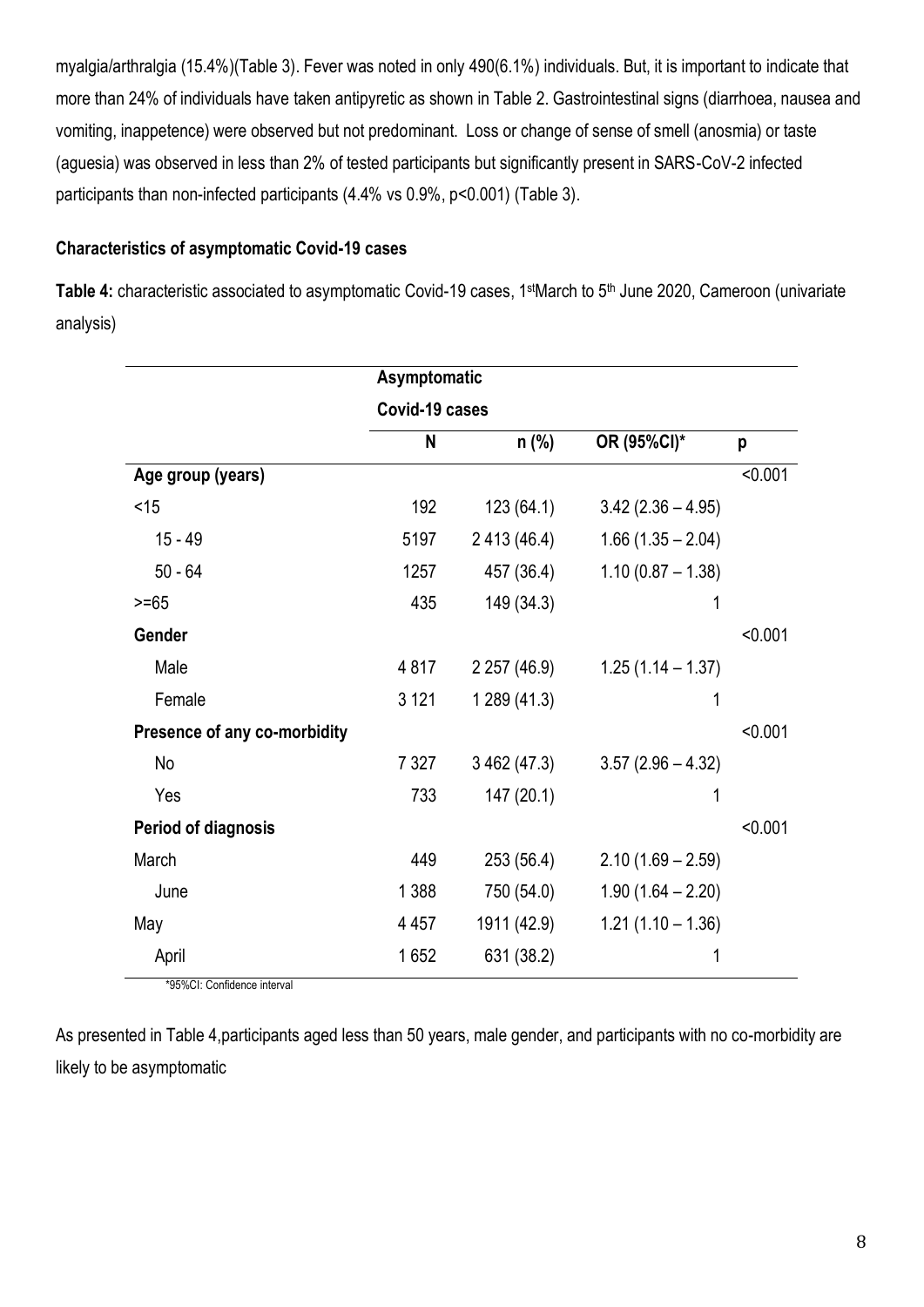myalgia/arthralgia (15.4%)(Table 3). Fever was noted in only 490(6.1%) individuals. But, it is important to indicate that more than 24% of individuals have taken antipyretic as shown in Table 2. Gastrointestinal signs (diarrhoea, nausea and vomiting, inappetence) were observed but not predominant. Loss or change of sense of smell (anosmia) or taste (aguesia) was observed in less than 2% of tested participants but significantly present in SARS-CoV-2 infected participants than non-infected participants (4.4% vs 0.9%, p<0.001) (Table 3).

### Characteristics of asymptomatic Covid-19 cases

**Table 4:** characteristic associated to asymptomatic Covid-19 cases, 1[st]March to 5[th] June 2020, Cameroon (univariate analysis)

| | Asymptomatic Covid-19 cases | | | |
|---|---|---|---|---|
| | N | n (%) | OR (95%CI)* | p |
| **Age group (years)** | | | | <0.001 |
| <15 | 192 | 123 (64.1) | 3.42 (2.36 – 4.95) | |
| 15 - 49 | 5197 | 2 413 (46.4) | 1.66 (1.35 – 2.04) | |
| 50 - 64 | 1257 | 457 (36.4) | 1.10 (0.87 – 1.38) | |
| >=65 | 435 | 149 (34.3) | 1 | |
| **Gender** | | | | <0.001 |
| Male | 4 817 | 2 257 (46.9) | 1.25 (1.14 – 1.37) | |
| Female | 3 121 | 1 289 (41.3) | 1 | |
| **Presence of any co-morbidity** | | | | <0.001 |
| No | 7 327 | 3 462 (47.3) | 3.57 (2.96 – 4.32) | |
| Yes | 733 | 147 (20.1) | 1 | |
| **Period of diagnosis** | | | | <0.001 |
| March | 449 | 253 (56.4) | 2.10 (1.69 – 2.59) | |
| June | 1 388 | 750 (54.0) | 1.90 (1.64 – 2.20) | |
| May | 4 457 | 1911 (42.9) | 1.21 (1.10 – 1.36) | |
| April | 1 652 | 631 (38.2) | 1 | |

*95%CI: Confidence interval

As presented in Table 4,participants aged less than 50 years, male gender, and participants with no co-morbidity are likely to be asymptomatic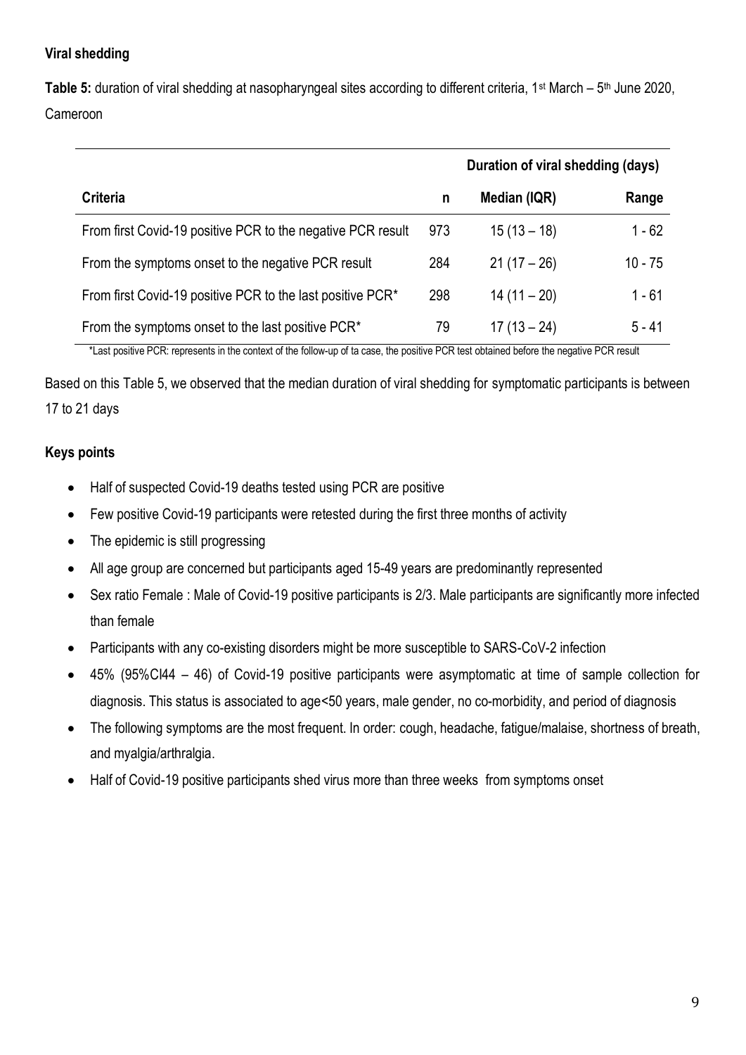### Viral shedding

**Table 5:** duration of viral shedding at nasopharyngeal sites according to different criteria, 1st March – 5th June 2020, Cameroon

| | | Duration of viral shedding (days) | |
|---|---|---|---|
| **Criteria** | **n** | **Median (IQR)** | **Range** |
| From first Covid-19 positive PCR to the negative PCR result | 973 | 15 (13 – 18) | 1 - 62 |
| From the symptoms onset to the negative PCR result | 284 | 21 (17 – 26) | 10 - 75 |
| From first Covid-19 positive PCR to the last positive PCR* | 298 | 14 (11 – 20) | 1 - 61 |
| From the symptoms onset to the last positive PCR* | 79 | 17 (13 – 24) | 5 - 41 |

*Last positive PCR: represents in the context of the follow-up of ta case, the positive PCR test obtained before the negative PCR result

Based on this Table 5, we observed that the median duration of viral shedding for symptomatic participants is between 17 to 21 days

### Keys points

- Half of suspected Covid-19 deaths tested using PCR are positive
- Few positive Covid-19 participants were retested during the first three months of activity
- The epidemic is still progressing
- All age group are concerned but participants aged 15-49 years are predominantly represented
- Sex ratio Female : Male of Covid-19 positive participants is 2/3. Male participants are significantly more infected than female
- Participants with any co-existing disorders might be more susceptible to SARS-CoV-2 infection
- 45% (95%CI44 – 46) of Covid-19 positive participants were asymptomatic at time of sample collection for diagnosis. This status is associated to age<50 years, male gender, no co-morbidity, and period of diagnosis
- The following symptoms are the most frequent. In order: cough, headache, fatigue/malaise, shortness of breath, and myalgia/arthralgia.
- Half of Covid-19 positive participants shed virus more than three weeks from symptoms onset